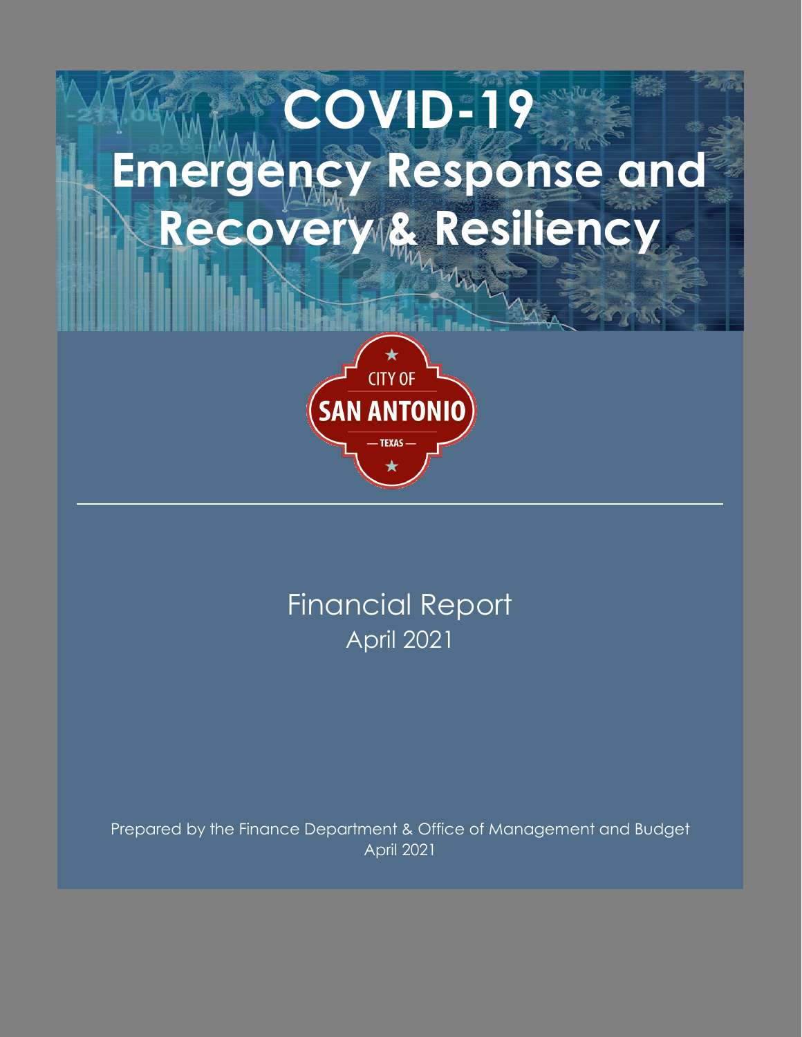# COVID-19 Emergency Response and Recovery & Resiliency

CITY OF SAN ANTONIO — TEXAS —

Financial Report
April 2021

Prepared by the Finance Department & Office of Management and Budget
April 2021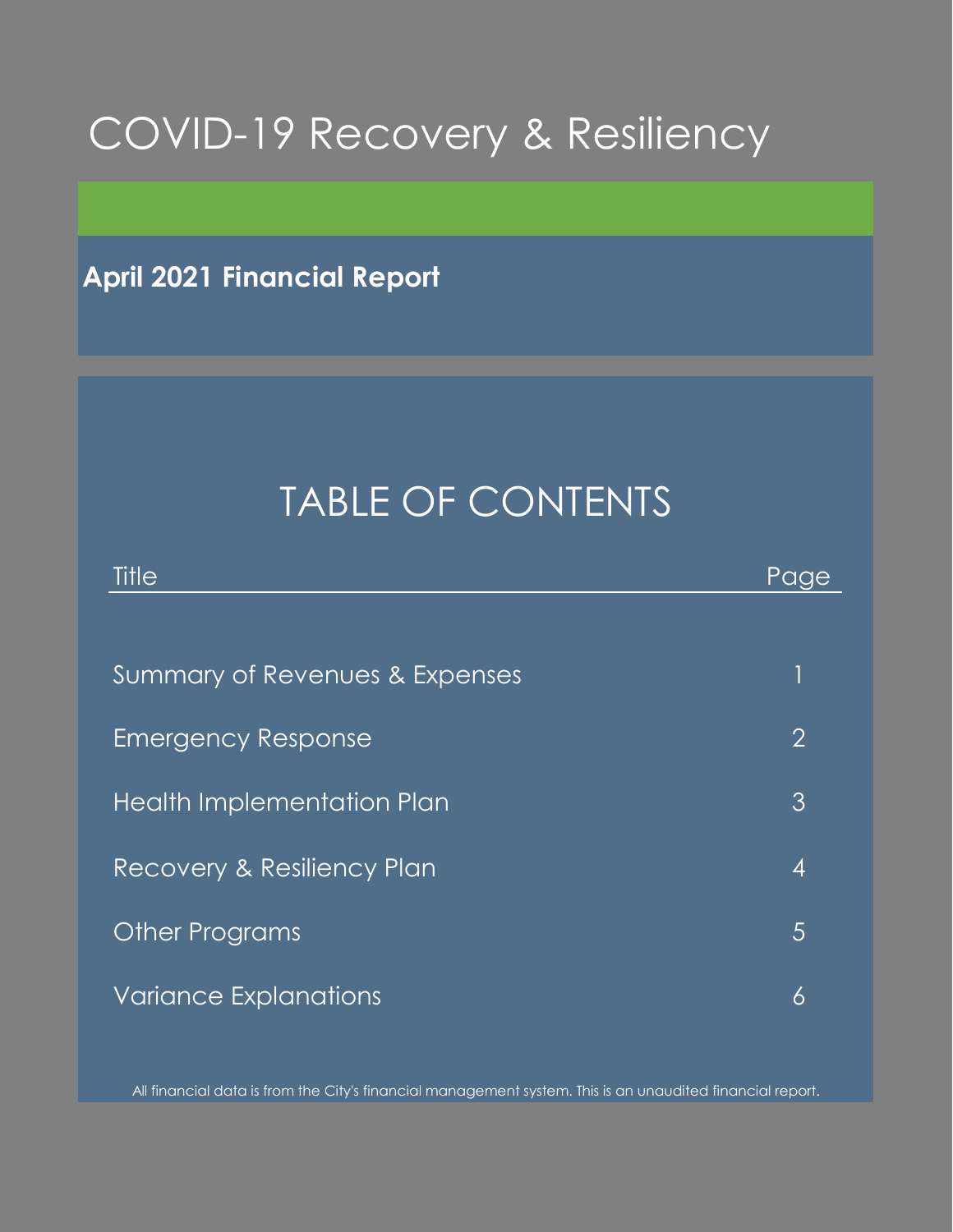# COVID-19 Recovery & Resiliency

## April 2021 Financial Report

## TABLE OF CONTENTS

| Title | Page |
|---|---|
| Summary of Revenues & Expenses | 1 |
| Emergency Response | 2 |
| Health Implementation Plan | 3 |
| Recovery & Resiliency Plan | 4 |
| Other Programs | 5 |
| Variance Explanations | 6 |

All financial data is from the City's financial management system. This is an unaudited financial report.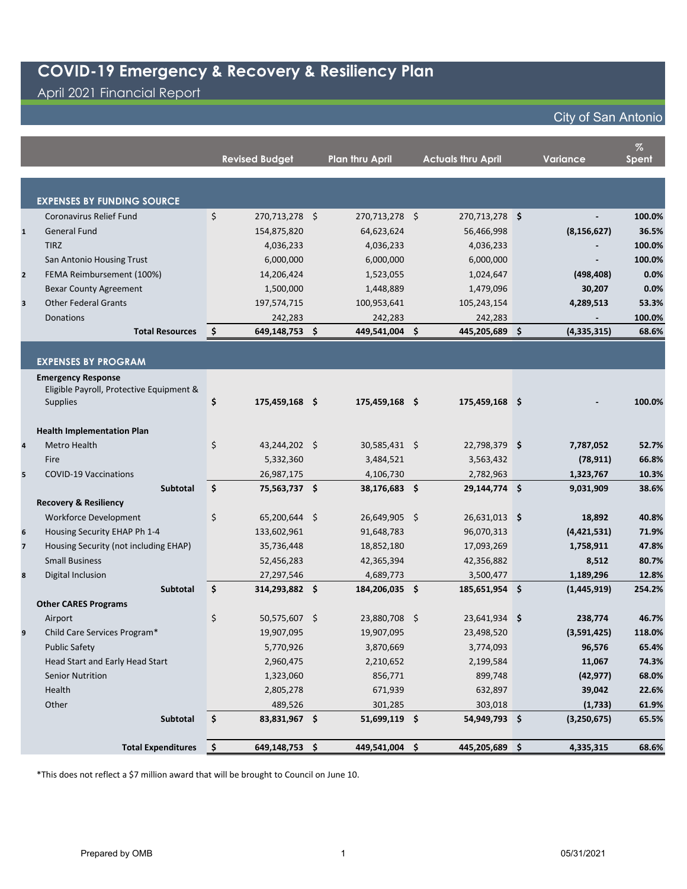# COVID-19 Emergency & Recovery & Resiliency Plan

April 2021 Financial Report

City of San Antonio

| | | Revised Budget | Plan thru April | Actuals thru April | Variance | % Spent |
|---|---|---|---|---|---|---|
| | **EXPENSES BY FUNDING SOURCE** | | | | | |
| | Coronavirus Relief Fund | $ 270,713,278 | $ 270,713,278 | $ 270,713,278 | $ - | 100.0% |
| 1 | General Fund | 154,875,820 | 64,623,624 | 56,466,998 | (8,156,627) | 36.5% |
| | TIRZ | 4,036,233 | 4,036,233 | 4,036,233 | - | 100.0% |
| | San Antonio Housing Trust | 6,000,000 | 6,000,000 | 6,000,000 | - | 100.0% |
| 2 | FEMA Reimbursement (100%) | 14,206,424 | 1,523,055 | 1,024,647 | (498,408) | 0.0% |
| | Bexar County Agreement | 1,500,000 | 1,448,889 | 1,479,096 | 30,207 | 0.0% |
| 3 | Other Federal Grants | 197,574,715 | 100,953,641 | 105,243,154 | 4,289,513 | 53.3% |
| | Donations | 242,283 | 242,283 | 242,283 | - | 100.0% |
| | **Total Resources** | **$ 649,148,753** | **$ 449,541,004** | **$ 445,205,689** | **$ (4,335,315)** | **68.6%** |
| | **EXPENSES BY PROGRAM** | | | | | |
| | **Emergency Response** | | | | | |
| | Eligible Payroll, Protective Equipment & Supplies | **$ 175,459,168** | **$ 175,459,168** | **$ 175,459,168** | **$ -** | **100.0%** |
| | **Health Implementation Plan** | | | | | |
| 4 | Metro Health | $ 43,244,202 | $ 30,585,431 | $ 22,798,379 | $ 7,787,052 | 52.7% |
| | Fire | 5,332,360 | 3,484,521 | 3,563,432 | (78,911) | 66.8% |
| 5 | COVID-19 Vaccinations | 26,987,175 | 4,106,730 | 2,782,963 | 1,323,767 | 10.3% |
| | **Subtotal** | **$ 75,563,737** | **$ 38,176,683** | **$ 29,144,774** | **$ 9,031,909** | **38.6%** |
| | **Recovery & Resiliency** | | | | | |
| | Workforce Development | $ 65,200,644 | $ 26,649,905 | $ 26,631,013 | $ 18,892 | 40.8% |
| 6 | Housing Security EHAP Ph 1-4 | 133,602,961 | 91,648,783 | 96,070,313 | (4,421,531) | 71.9% |
| 7 | Housing Security (not including EHAP) | 35,736,448 | 18,852,180 | 17,093,269 | 1,758,911 | 47.8% |
| | Small Business | 52,456,283 | 42,365,394 | 42,356,882 | 8,512 | 80.7% |
| 8 | Digital Inclusion | 27,297,546 | 4,689,773 | 3,500,477 | 1,189,296 | 12.8% |
| | **Subtotal** | **$ 314,293,882** | **$ 184,206,035** | **$ 185,651,954** | **$ (1,445,919)** | **254.2%** |
| | **Other CARES Programs** | | | | | |
| | Airport | $ 50,575,607 | $ 23,880,708 | $ 23,641,934 | $ 238,774 | 46.7% |
| 9 | Child Care Services Program* | 19,907,095 | 19,907,095 | 23,498,520 | (3,591,425) | 118.0% |
| | Public Safety | 5,770,926 | 3,870,669 | 3,774,093 | 96,576 | 65.4% |
| | Head Start and Early Head Start | 2,960,475 | 2,210,652 | 2,199,584 | 11,067 | 74.3% |
| | Senior Nutrition | 1,323,060 | 856,771 | 899,748 | (42,977) | 68.0% |
| | Health | 2,805,278 | 671,939 | 632,897 | 39,042 | 22.6% |
| | Other | 489,526 | 301,285 | 303,018 | (1,733) | 61.9% |
| | **Subtotal** | **$ 83,831,967** | **$ 51,699,119** | **$ 54,949,793** | **$ (3,250,675)** | **65.5%** |
| | **Total Expenditures** | **$ 649,148,753** | **$ 449,541,004** | **$ 445,205,689** | **$ 4,335,315** | **68.6%** |

*This does not reflect a $7 million award that will be brought to Council on June 10.

Prepared by OMB　　　　05/31/2021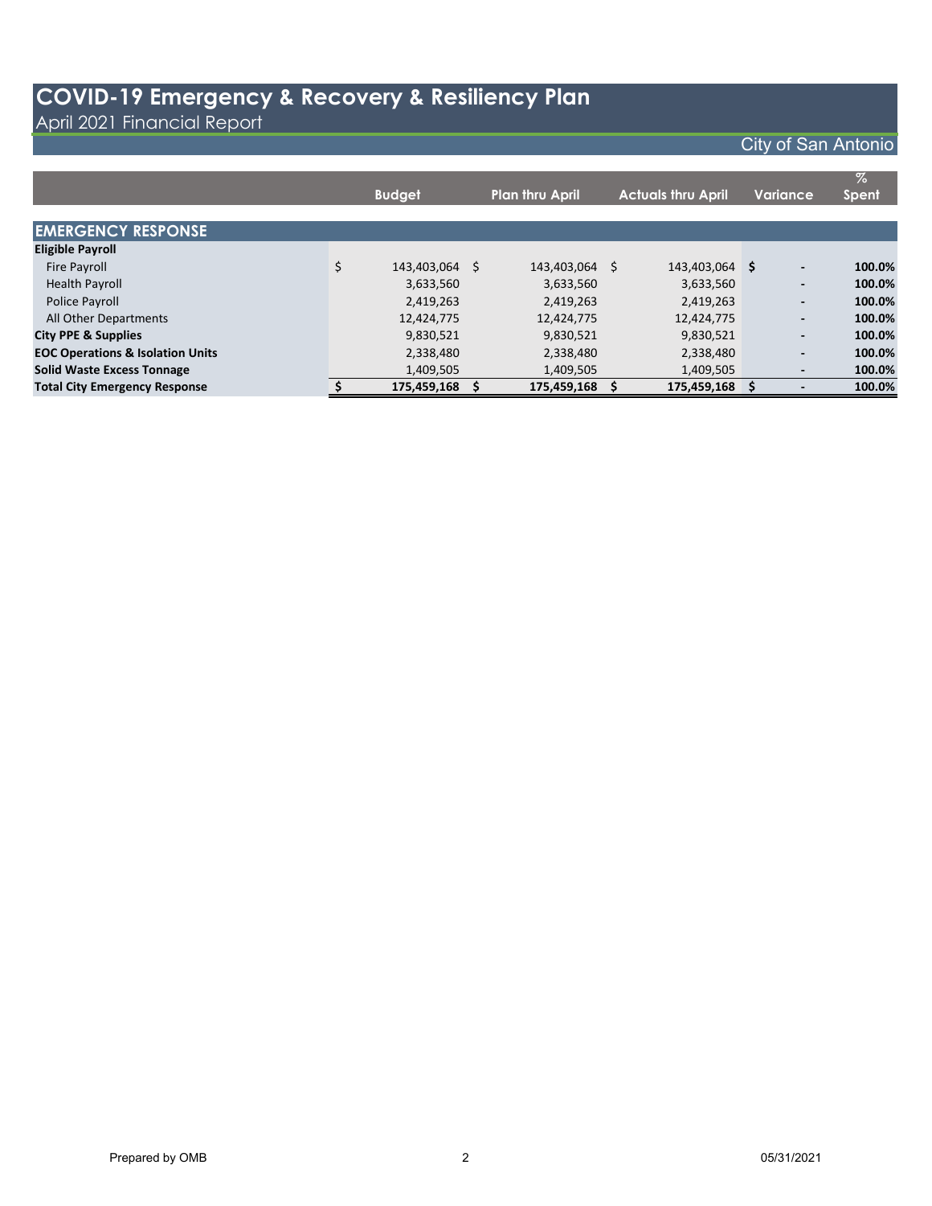# COVID-19 Emergency & Recovery & Resiliency Plan

April 2021 Financial Report

City of San Antonio

| | Budget | Plan thru April | Actuals thru April | Variance | % Spent |
|---|---|---|---|---|---|
| **EMERGENCY RESPONSE** | | | | | |
| **Eligible Payroll** | | | | | |
| Fire Payroll | $ 143,403,064 | $ 143,403,064 | $ 143,403,064 | $ - | **100.0%** |
| Health Payroll | 3,633,560 | 3,633,560 | 3,633,560 | - | **100.0%** |
| Police Payroll | 2,419,263 | 2,419,263 | 2,419,263 | - | **100.0%** |
| All Other Departments | 12,424,775 | 12,424,775 | 12,424,775 | - | **100.0%** |
| **City PPE & Supplies** | 9,830,521 | 9,830,521 | 9,830,521 | - | **100.0%** |
| **EOC Operations & Isolation Units** | 2,338,480 | 2,338,480 | 2,338,480 | - | **100.0%** |
| **Solid Waste Excess Tonnage** | 1,409,505 | 1,409,505 | 1,409,505 | - | **100.0%** |
| **Total City Emergency Response** | **$ 175,459,168** | **$ 175,459,168** | **$ 175,459,168** | **$ -** | **100.0%** |

Prepared by OMB

05/31/2021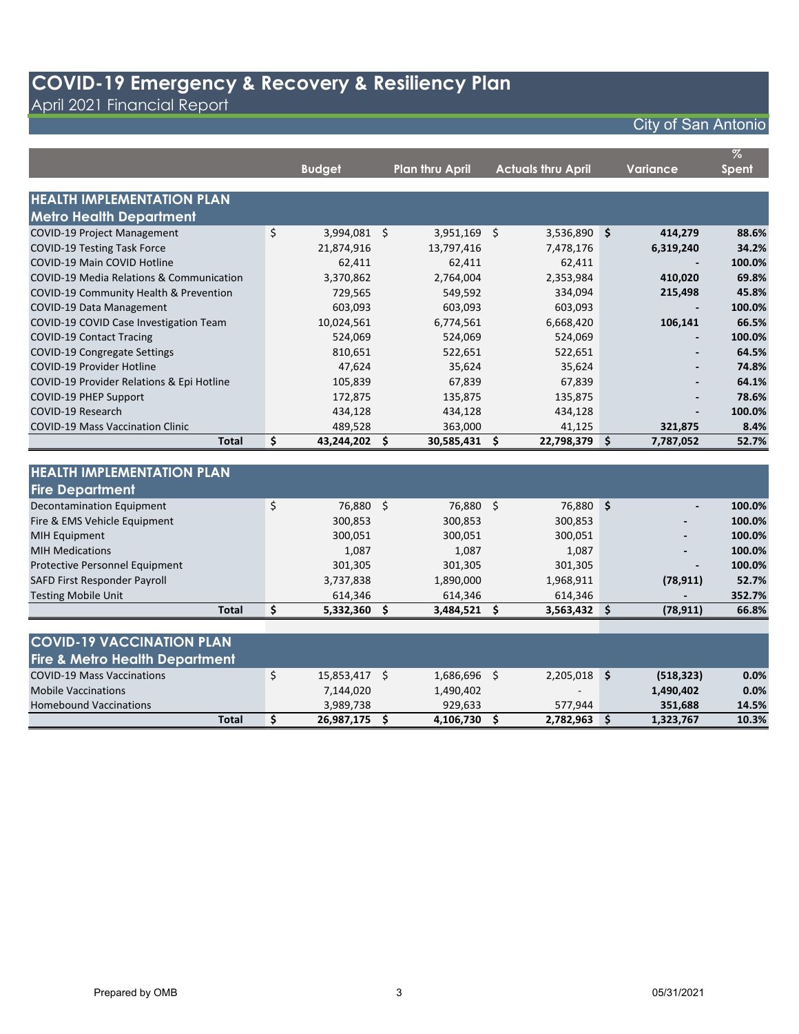# COVID-19 Emergency & Recovery & Resiliency Plan

April 2021 Financial Report

City of San Antonio

| | Budget | Plan thru April | Actuals thru April | Variance | % Spent |
|---|---|---|---|---|---|
| **HEALTH IMPLEMENTATION PLAN** | | | | | |
| **Metro Health Department** | | | | | |
| COVID-19 Project Management | $ 3,994,081 | $ 3,951,169 | $ 3,536,890 | **$ 414,279** | **88.6%** |
| COVID-19 Testing Task Force | 21,874,916 | 13,797,416 | 7,478,176 | **6,319,240** | **34.2%** |
| COVID-19 Main COVID Hotline | 62,411 | 62,411 | 62,411 | **-** | **100.0%** |
| COVID-19 Media Relations & Communication | 3,370,862 | 2,764,004 | 2,353,984 | **410,020** | **69.8%** |
| COVID-19 Community Health & Prevention | 729,565 | 549,592 | 334,094 | **215,498** | **45.8%** |
| COVID-19 Data Management | 603,093 | 603,093 | 603,093 | **-** | **100.0%** |
| COVID-19 COVID Case Investigation Team | 10,024,561 | 6,774,561 | 6,668,420 | **106,141** | **66.5%** |
| COVID-19 Contact Tracing | 524,069 | 524,069 | 524,069 | **-** | **100.0%** |
| COVID-19 Congregate Settings | 810,651 | 522,651 | 522,651 | **-** | **64.5%** |
| COVID-19 Provider Hotline | 47,624 | 35,624 | 35,624 | **-** | **74.8%** |
| COVID-19 Provider Relations & Epi Hotline | 105,839 | 67,839 | 67,839 | **-** | **64.1%** |
| COVID-19 PHEP Support | 172,875 | 135,875 | 135,875 | **-** | **78.6%** |
| COVID-19 Research | 434,128 | 434,128 | 434,128 | **-** | **100.0%** |
| COVID-19 Mass Vaccination Clinic | 489,528 | 363,000 | 41,125 | **321,875** | **8.4%** |
| **Total** | **$ 43,244,202** | **$ 30,585,431** | **$ 22,798,379** | **$ 7,787,052** | **52.7%** |
| **HEALTH IMPLEMENTATION PLAN** | | | | | |
| **Fire Department** | | | | | |
| Decontamination Equipment | $ 76,880 | $ 76,880 | $ 76,880 | **$ -** | **100.0%** |
| Fire & EMS Vehicle Equipment | 300,853 | 300,853 | 300,853 | **-** | **100.0%** |
| MIH Equipment | 300,051 | 300,051 | 300,051 | **-** | **100.0%** |
| MIH Medications | 1,087 | 1,087 | 1,087 | **-** | **100.0%** |
| Protective Personnel Equipment | 301,305 | 301,305 | 301,305 | **-** | **100.0%** |
| SAFD First Responder Payroll | 3,737,838 | 1,890,000 | 1,968,911 | **(78,911)** | **52.7%** |
| Testing Mobile Unit | 614,346 | 614,346 | 614,346 | **-** | **352.7%** |
| **Total** | **$ 5,332,360** | **$ 3,484,521** | **$ 3,563,432** | **$ (78,911)** | **66.8%** |
| **COVID-19 VACCINATION PLAN** | | | | | |
| **Fire & Metro Health Department** | | | | | |
| COVID-19 Mass Vaccinations | $ 15,853,417 | $ 1,686,696 | $ 2,205,018 | **$ (518,323)** | **0.0%** |
| Mobile Vaccinations | 7,144,020 | 1,490,402 | - | **1,490,402** | **0.0%** |
| Homebound Vaccinations | 3,989,738 | 929,633 | 577,944 | **351,688** | **14.5%** |
| **Total** | **$ 26,987,175** | **$ 4,106,730** | **$ 2,782,963** | **$ 1,323,767** | **10.3%** |

Prepared by OMB

05/31/2021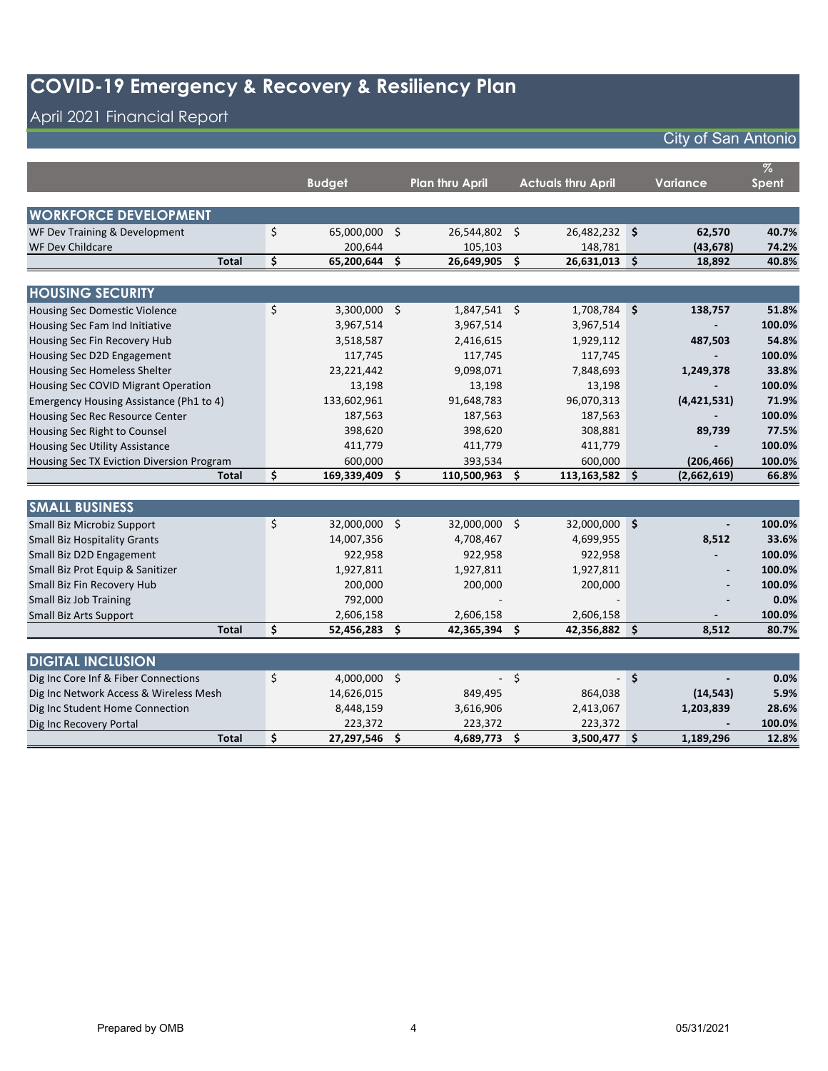# COVID-19 Emergency & Recovery & Resiliency Plan

## April 2021 Financial Report

City of San Antonio

| | Budget | Plan thru April | Actuals thru April | Variance | % Spent |
|---|---|---|---|---|---|
| **WORKFORCE DEVELOPMENT** | | | | | |
| WF Dev Training & Development | $ 65,000,000 | $ 26,544,802 | $ 26,482,232 | **$ 62,570** | **40.7%** |
| WF Dev Childcare | 200,644 | 105,103 | 148,781 | **(43,678)** | **74.2%** |
| **Total** | **$ 65,200,644** | **$ 26,649,905** | **$ 26,631,013** | **$ 18,892** | **40.8%** |
| **HOUSING SECURITY** | | | | | |
| Housing Sec Domestic Violence | $ 3,300,000 | $ 1,847,541 | $ 1,708,784 | **$ 138,757** | **51.8%** |
| Housing Sec Fam Ind Initiative | 3,967,514 | 3,967,514 | 3,967,514 | **-** | **100.0%** |
| Housing Sec Fin Recovery Hub | 3,518,587 | 2,416,615 | 1,929,112 | **487,503** | **54.8%** |
| Housing Sec D2D Engagement | 117,745 | 117,745 | 117,745 | **-** | **100.0%** |
| Housing Sec Homeless Shelter | 23,221,442 | 9,098,071 | 7,848,693 | **1,249,378** | **33.8%** |
| Housing Sec COVID Migrant Operation | 13,198 | 13,198 | 13,198 | **-** | **100.0%** |
| Emergency Housing Assistance (Ph1 to 4) | 133,602,961 | 91,648,783 | 96,070,313 | **(4,421,531)** | **71.9%** |
| Housing Sec Rec Resource Center | 187,563 | 187,563 | 187,563 | **-** | **100.0%** |
| Housing Sec Right to Counsel | 398,620 | 398,620 | 308,881 | **89,739** | **77.5%** |
| Housing Sec Utility Assistance | 411,779 | 411,779 | 411,779 | **-** | **100.0%** |
| Housing Sec TX Eviction Diversion Program | 600,000 | 393,534 | 600,000 | **(206,466)** | **100.0%** |
| **Total** | **$ 169,339,409** | **$ 110,500,963** | **$ 113,163,582** | **$ (2,662,619)** | **66.8%** |
| **SMALL BUSINESS** | | | | | |
| Small Biz Microbiz Support | $ 32,000,000 | $ 32,000,000 | $ 32,000,000 | **$ -** | **100.0%** |
| Small Biz Hospitality Grants | 14,007,356 | 4,708,467 | 4,699,955 | **8,512** | **33.6%** |
| Small Biz D2D Engagement | 922,958 | 922,958 | 922,958 | **-** | **100.0%** |
| Small Biz Prot Equip & Sanitizer | 1,927,811 | 1,927,811 | 1,927,811 | **-** | **100.0%** |
| Small Biz Fin Recovery Hub | 200,000 | 200,000 | 200,000 | **-** | **100.0%** |
| Small Biz Job Training | 792,000 | - | - | **-** | **0.0%** |
| Small Biz Arts Support | 2,606,158 | 2,606,158 | 2,606,158 | **-** | **100.0%** |
| **Total** | **$ 52,456,283** | **$ 42,365,394** | **$ 42,356,882** | **$ 8,512** | **80.7%** |
| **DIGITAL INCLUSION** | | | | | |
| Dig Inc Core Inf & Fiber Connections | $ 4,000,000 | $ - | $ - | **$ -** | **0.0%** |
| Dig Inc Network Access & Wireless Mesh | 14,626,015 | 849,495 | 864,038 | **(14,543)** | **5.9%** |
| Dig Inc Student Home Connection | 8,448,159 | 3,616,906 | 2,413,067 | **1,203,839** | **28.6%** |
| Dig Inc Recovery Portal | 223,372 | 223,372 | 223,372 | **-** | **100.0%** |
| **Total** | **$ 27,297,546** | **$ 4,689,773** | **$ 3,500,477** | **$ 1,189,296** | **12.8%** |

Prepared by OMB

05/31/2021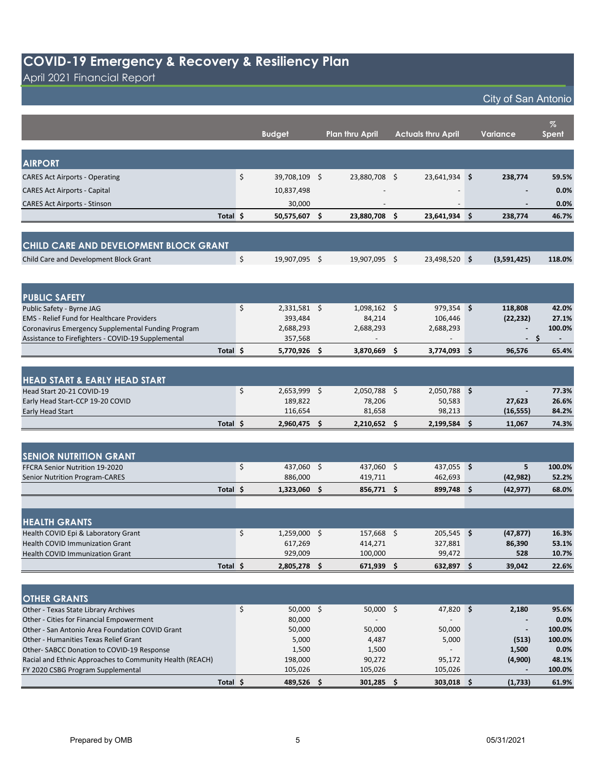# COVID-19 Emergency & Recovery & Resiliency Plan

April 2021 Financial Report

City of San Antonio

| | Budget | Plan thru April | Actuals thru April | Variance | % Spent |
|---|---|---|---|---|---|
| **AIRPORT** | | | | | |
| CARES Act Airports - Operating | $ 39,708,109 | $ 23,880,708 | $ 23,641,934 | **$ 238,774** | **59.5%** |
| CARES Act Airports - Capital | 10,837,498 | - | - | **-** | **0.0%** |
| CARES Act Airports - Stinson | 30,000 | - | - | **-** | **0.0%** |
| **Total** | **$ 50,575,607** | **$ 23,880,708** | **$ 23,641,934** | **$ 238,774** | **46.7%** |
| **CHILD CARE AND DEVELOPMENT BLOCK GRANT** | | | | | |
| Child Care and Development Block Grant | $ 19,907,095 | $ 19,907,095 | $ 23,498,520 | **$ (3,591,425)** | **118.0%** |
| **PUBLIC SAFETY** | | | | | |
| Public Safety - Byrne JAG | $ 2,331,581 | $ 1,098,162 | $ 979,354 | **$ 118,808** | **42.0%** |
| EMS - Relief Fund for Healthcare Providers | 393,484 | 84,214 | 106,446 | **(22,232)** | **27.1%** |
| Coronavirus Emergency Supplemental Funding Program | 2,688,293 | 2,688,293 | 2,688,293 | **-** | **100.0%** |
| Assistance to Firefighters - COVID-19 Supplemental | 357,568 | - | - | **-** | **$ -** |
| **Total** | **$ 5,770,926** | **$ 3,870,669** | **$ 3,774,093** | **$ 96,576** | **65.4%** |
| **HEAD START & EARLY HEAD START** | | | | | |
| Head Start 20-21 COVID-19 | $ 2,653,999 | $ 2,050,788 | $ 2,050,788 | **$ -** | **77.3%** |
| Early Head Start-CCP 19-20 COVID | 189,822 | 78,206 | 50,583 | **27,623** | **26.6%** |
| Early Head Start | 116,654 | 81,658 | 98,213 | **(16,555)** | **84.2%** |
| **Total** | **$ 2,960,475** | **$ 2,210,652** | **$ 2,199,584** | **$ 11,067** | **74.3%** |
| **SENIOR NUTRITION GRANT** | | | | | |
| FFCRA Senior Nutrition 19-2020 | $ 437,060 | $ 437,060 | $ 437,055 | **$ 5** | **100.0%** |
| Senior Nutrition Program-CARES | 886,000 | 419,711 | 462,693 | **(42,982)** | **52.2%** |
| **Total** | **$ 1,323,060** | **$ 856,771** | **$ 899,748** | **$ (42,977)** | **68.0%** |
| **HEALTH GRANTS** | | | | | |
| Health COVID Epi & Laboratory Grant | $ 1,259,000 | $ 157,668 | $ 205,545 | **$ (47,877)** | **16.3%** |
| Health COVID Immunization Grant | 617,269 | 414,271 | 327,881 | **86,390** | **53.1%** |
| Health COVID Immunization Grant | 929,009 | 100,000 | 99,472 | **528** | **10.7%** |
| **Total** | **$ 2,805,278** | **$ 671,939** | **$ 632,897** | **$ 39,042** | **22.6%** |
| **OTHER GRANTS** | | | | | |
| Other - Texas State Library Archives | $ 50,000 | $ 50,000 | $ 47,820 | **$ 2,180** | **95.6%** |
| Other - Cities for Financial Empowerment | 80,000 | - | - | **-** | **0.0%** |
| Other - San Antonio Area Foundation COVID Grant | 50,000 | 50,000 | 50,000 | **-** | **100.0%** |
| Other - Humanities Texas Relief Grant | 5,000 | 4,487 | 5,000 | **(513)** | **100.0%** |
| Other- SABCC Donation to COVID-19 Response | 1,500 | 1,500 | - | **1,500** | **0.0%** |
| Racial and Ethnic Approaches to Community Health (REACH) | 198,000 | 90,272 | 95,172 | **(4,900)** | **48.1%** |
| FY 2020 CSBG Program Supplemental | 105,026 | 105,026 | 105,026 | **-** | **100.0%** |
| **Total** | **$ 489,526** | **$ 301,285** | **$ 303,018** | **$ (1,733)** | **61.9%** |

Prepared by OMB | 05/31/2021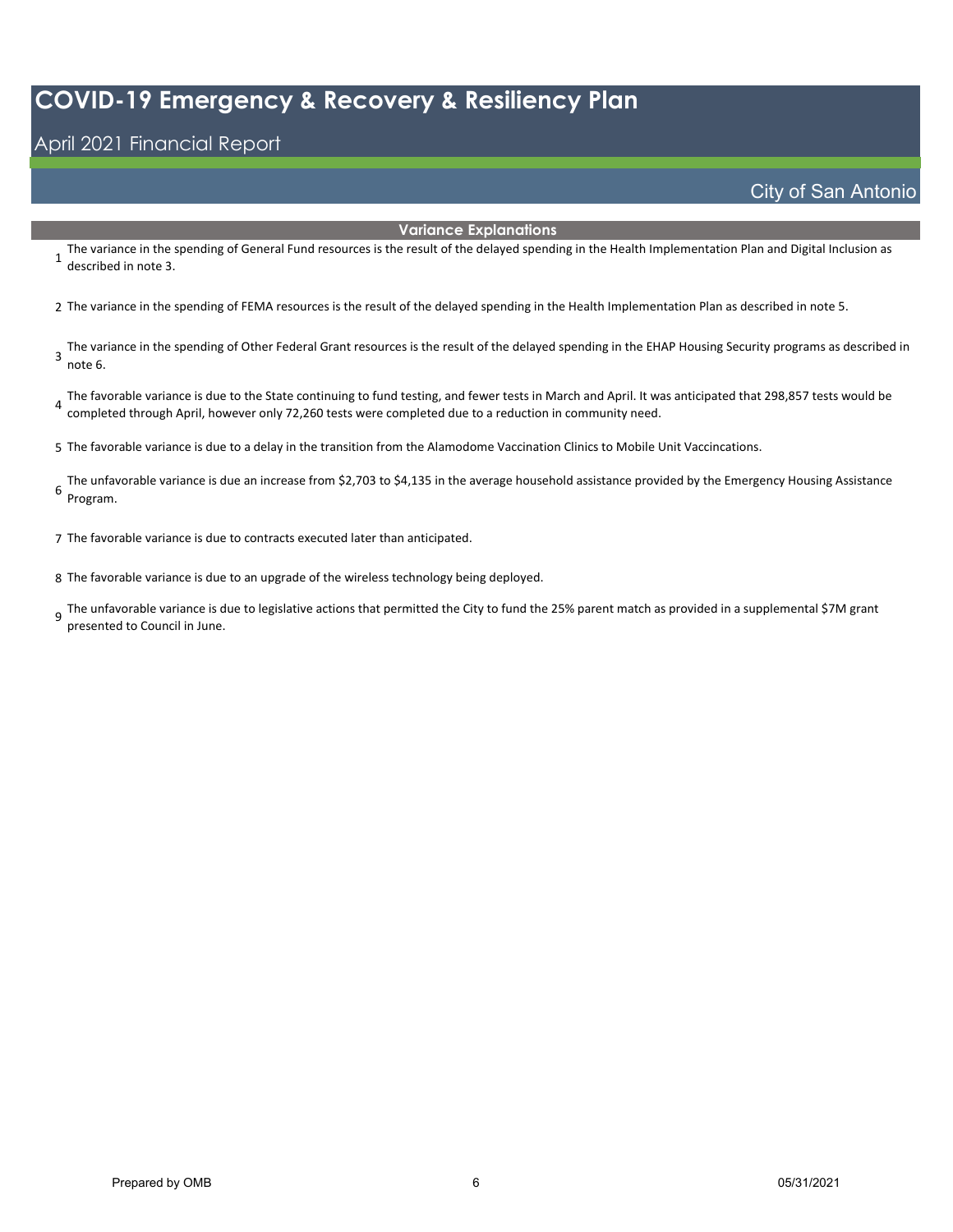# COVID-19 Emergency & Recovery & Resiliency Plan

## April 2021 Financial Report

City of San Antonio

### Variance Explanations

1. The variance in the spending of General Fund resources is the result of the delayed spending in the Health Implementation Plan and Digital Inclusion as described in note 3.
2. The variance in the spending of FEMA resources is the result of the delayed spending in the Health Implementation Plan as described in note 5.
3. The variance in the spending of Other Federal Grant resources is the result of the delayed spending in the EHAP Housing Security programs as described in note 6.
4. The favorable variance is due to the State continuing to fund testing, and fewer tests in March and April. It was anticipated that 298,857 tests would be completed through April, however only 72,260 tests were completed due to a reduction in community need.
5. The favorable variance is due to a delay in the transition from the Alamodome Vaccination Clinics to Mobile Unit Vaccincations.
6. The unfavorable variance is due an increase from $2,703 to $4,135 in the average household assistance provided by the Emergency Housing Assistance Program.
7. The favorable variance is due to contracts executed later than anticipated.
8. The favorable variance is due to an upgrade of the wireless technology being deployed.
9. The unfavorable variance is due to legislative actions that permitted the City to fund the 25% parent match as provided in a supplemental $7M grant presented to Council in June.

Prepared by OMB | 05/31/2021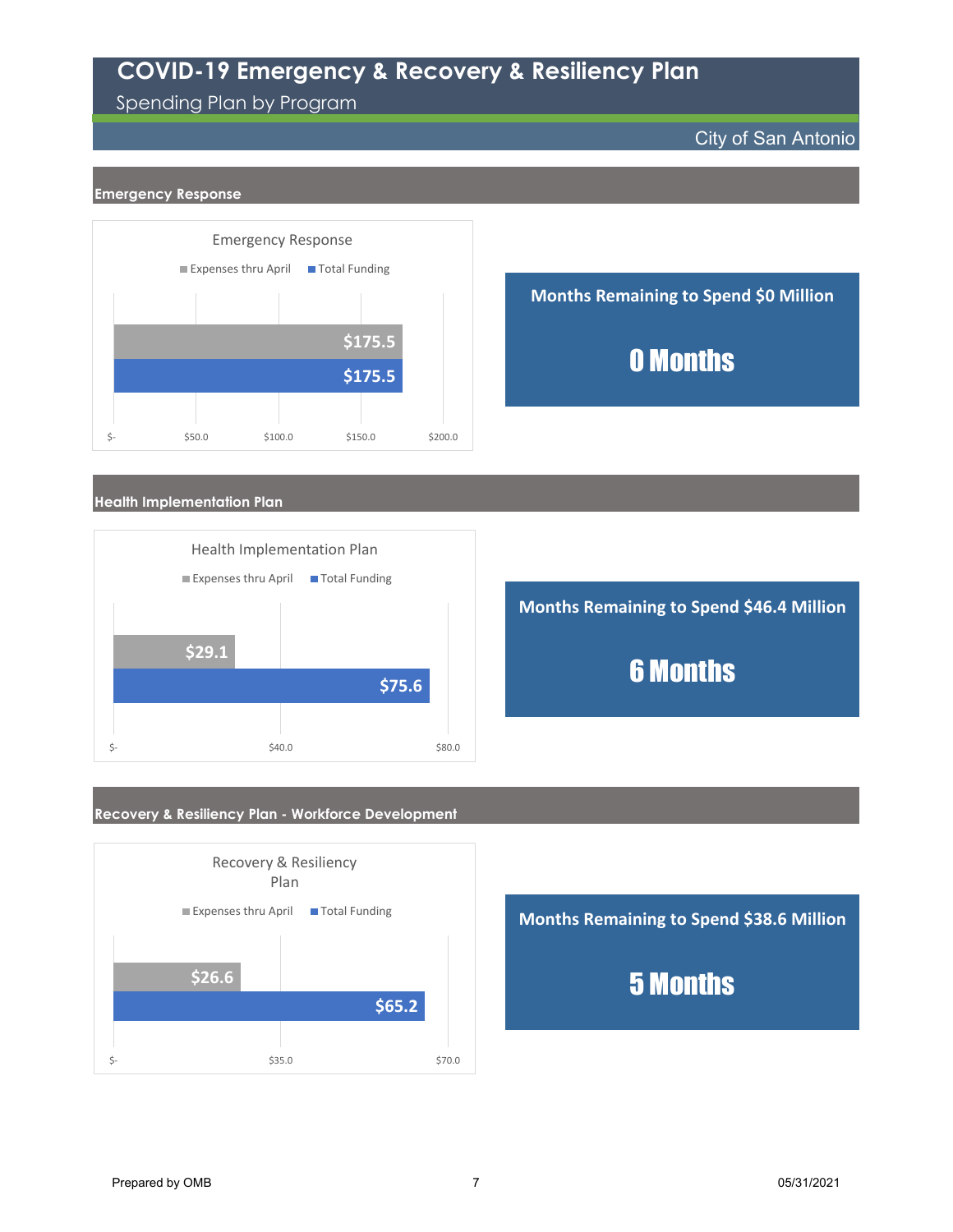# COVID-19 Emergency & Recovery & Resiliency Plan

Spending Plan by Program

City of San Antonio

## Emergency Response

**Emergency Response**

| | Expenses thru April | Total Funding |
|---|---|---|
| Emergency Response | $175.5 | $175.5 |

**Months Remaining to Spend $0 Million**

**0 Months**

## Health Implementation Plan

**Health Implementation Plan**

| | Expenses thru April | Total Funding |
|---|---|---|
| Health Implementation Plan | $29.1 | $75.6 |

**Months Remaining to Spend $46.4 Million**

**6 Months**

## Recovery & Resiliency Plan - Workforce Development

**Recovery & Resiliency Plan**

| | Expenses thru April | Total Funding |
|---|---|---|
| Recovery & Resiliency Plan | $26.6 | $65.2 |

**Months Remaining to Spend $38.6 Million**

**5 Months**

Prepared by OMB

05/31/2021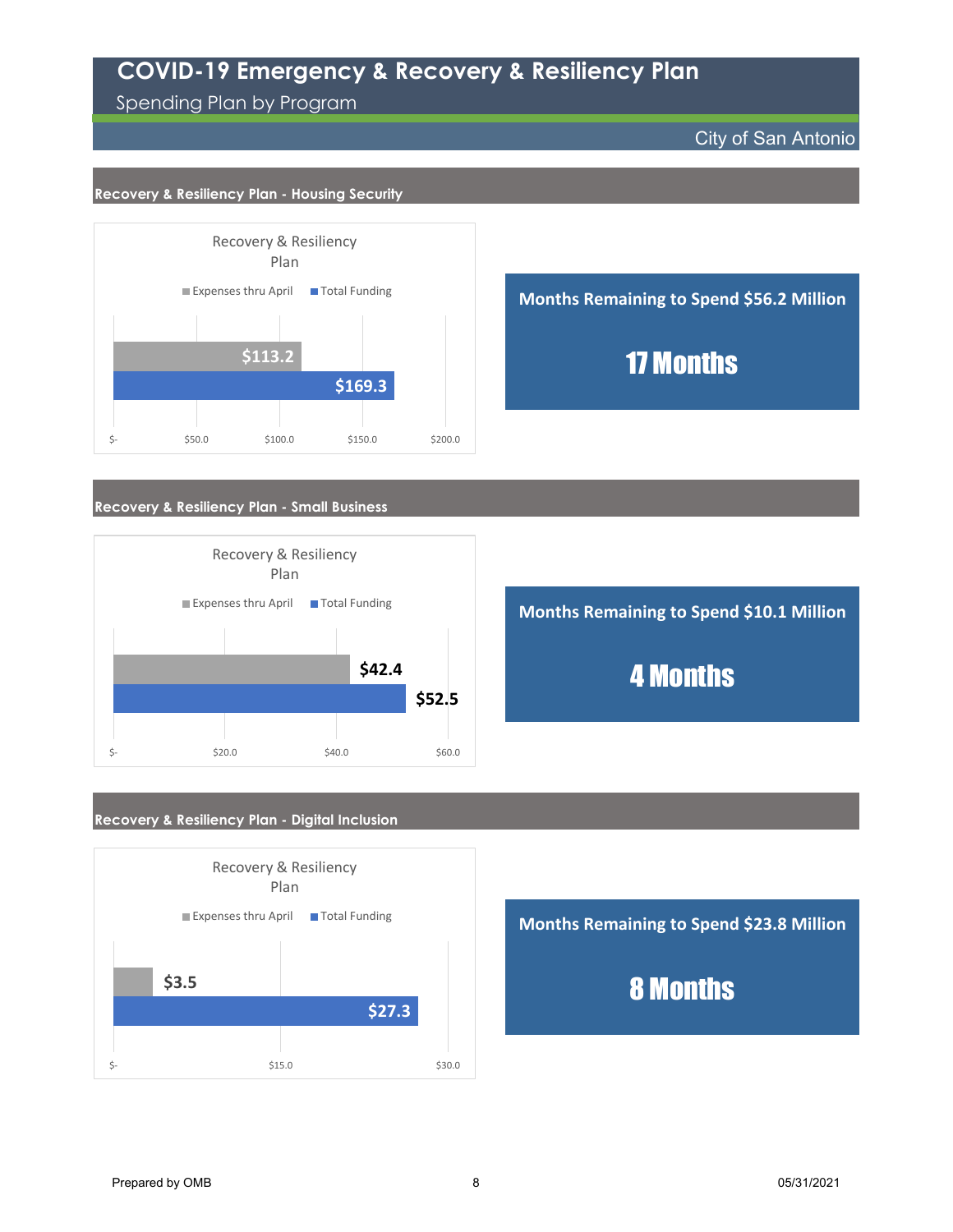# COVID-19 Emergency & Recovery & Resiliency Plan

Spending Plan by Program

City of San Antonio

## Recovery & Resiliency Plan - Housing Security

Recovery & Resiliency Plan

| | Expenses thru April | Total Funding |
|---|---|---|
| Housing Security | $113.2 | $169.3 |

**Months Remaining to Spend $56.2 Million**

**17 Months**

## Recovery & Resiliency Plan - Small Business

Recovery & Resiliency Plan

| | Expenses thru April | Total Funding |
|---|---|---|
| Small Business | $42.4 | $52.5 |

**Months Remaining to Spend $10.1 Million**

**4 Months**

## Recovery & Resiliency Plan - Digital Inclusion

Recovery & Resiliency Plan

| | Expenses thru April | Total Funding |
|---|---|---|
| Digital Inclusion | $3.5 | $27.3 |

**Months Remaining to Spend $23.8 Million**

**8 Months**

Prepared by OMB

05/31/2021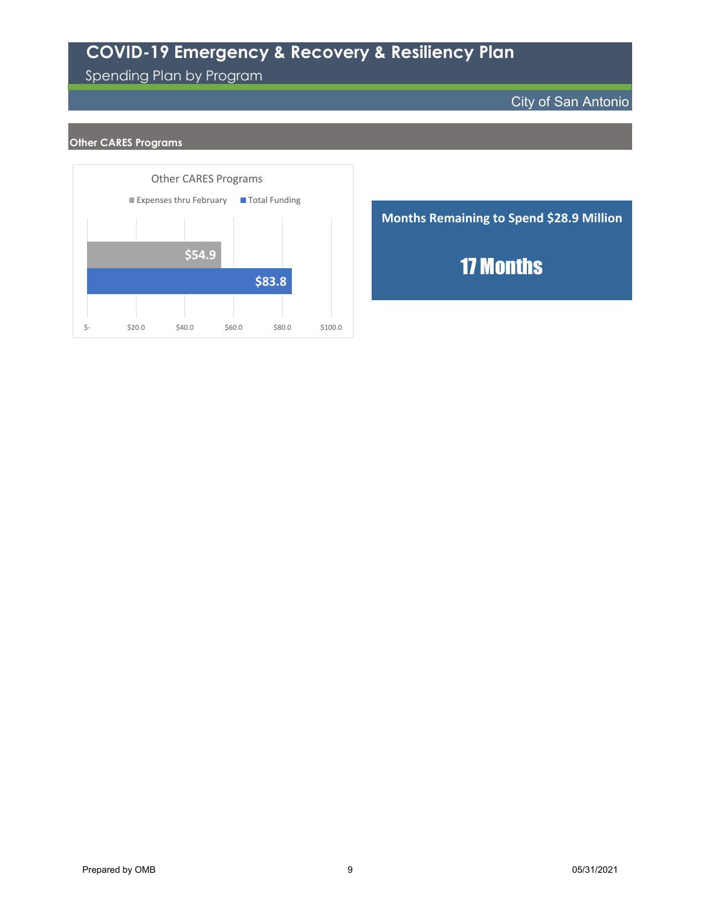# COVID-19 Emergency & Recovery & Resiliency Plan

Spending Plan by Program

City of San Antonio

## Other CARES Programs

Other CARES Programs

| | Expenses thru February | Total Funding |
|---|---|---|
| Other CARES Programs | $54.9 | $83.8 |

**Months Remaining to Spend $28.9 Million**

**17 Months**

Prepared by OMB

05/31/2021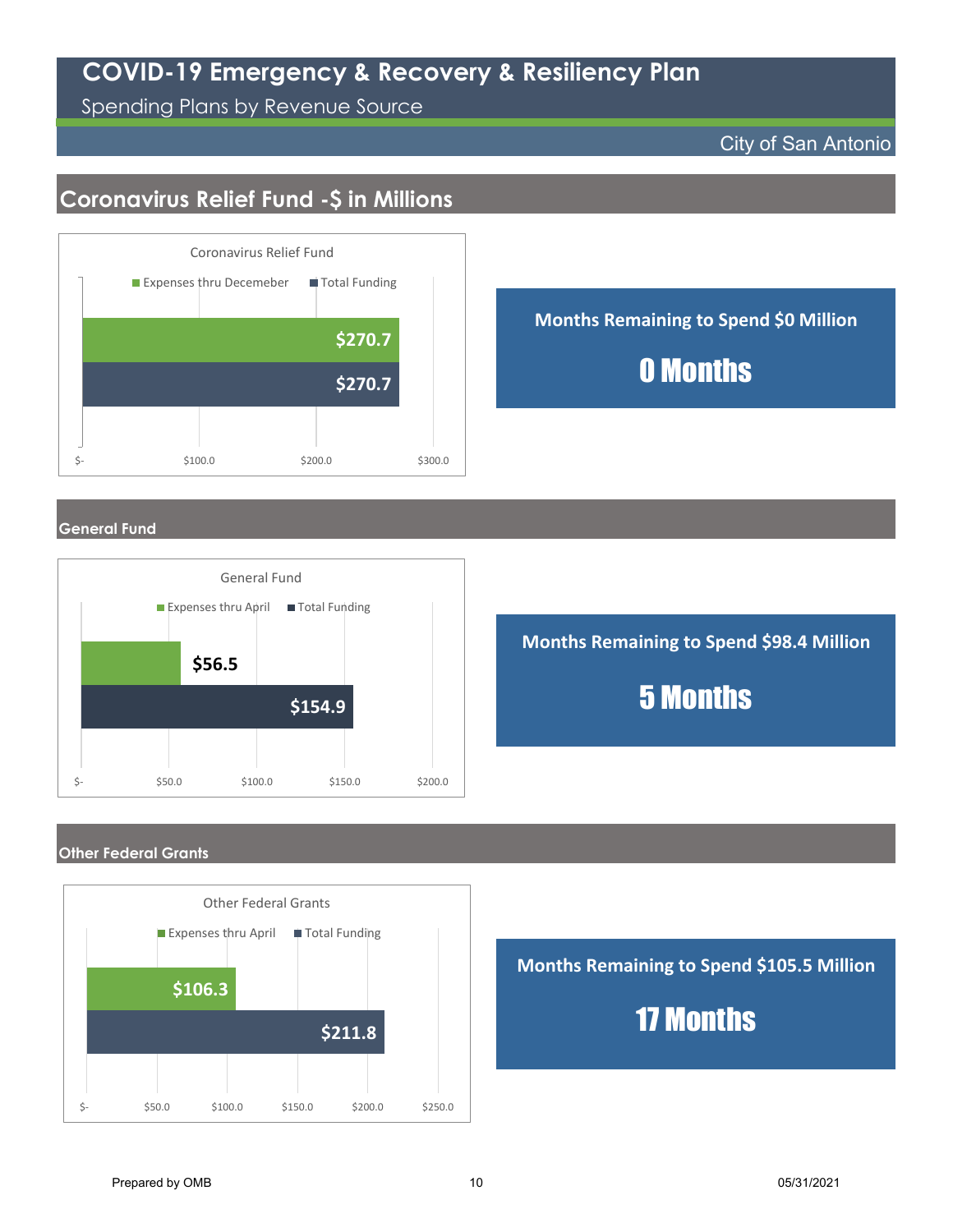# COVID-19 Emergency & Recovery & Resiliency Plan

Spending Plans by Revenue Source

City of San Antonio

## Coronavirus Relief Fund -$ in Millions

Coronavirus Relief Fund

| | Expenses thru Decemeber | Total Funding |
|---|---|---|
| Coronavirus Relief Fund | $270.7 | $270.7 |

**Months Remaining to Spend $0 Million**

**0 Months**

## General Fund

General Fund

| | Expenses thru April | Total Funding |
|---|---|---|
| General Fund | $56.5 | $154.9 |

**Months Remaining to Spend $98.4 Million**

**5 Months**

## Other Federal Grants

Other Federal Grants

| | Expenses thru April | Total Funding |
|---|---|---|
| Other Federal Grants | $106.3 | $211.8 |

**Months Remaining to Spend $105.5 Million**

**17 Months**

Prepared by OMB

05/31/2021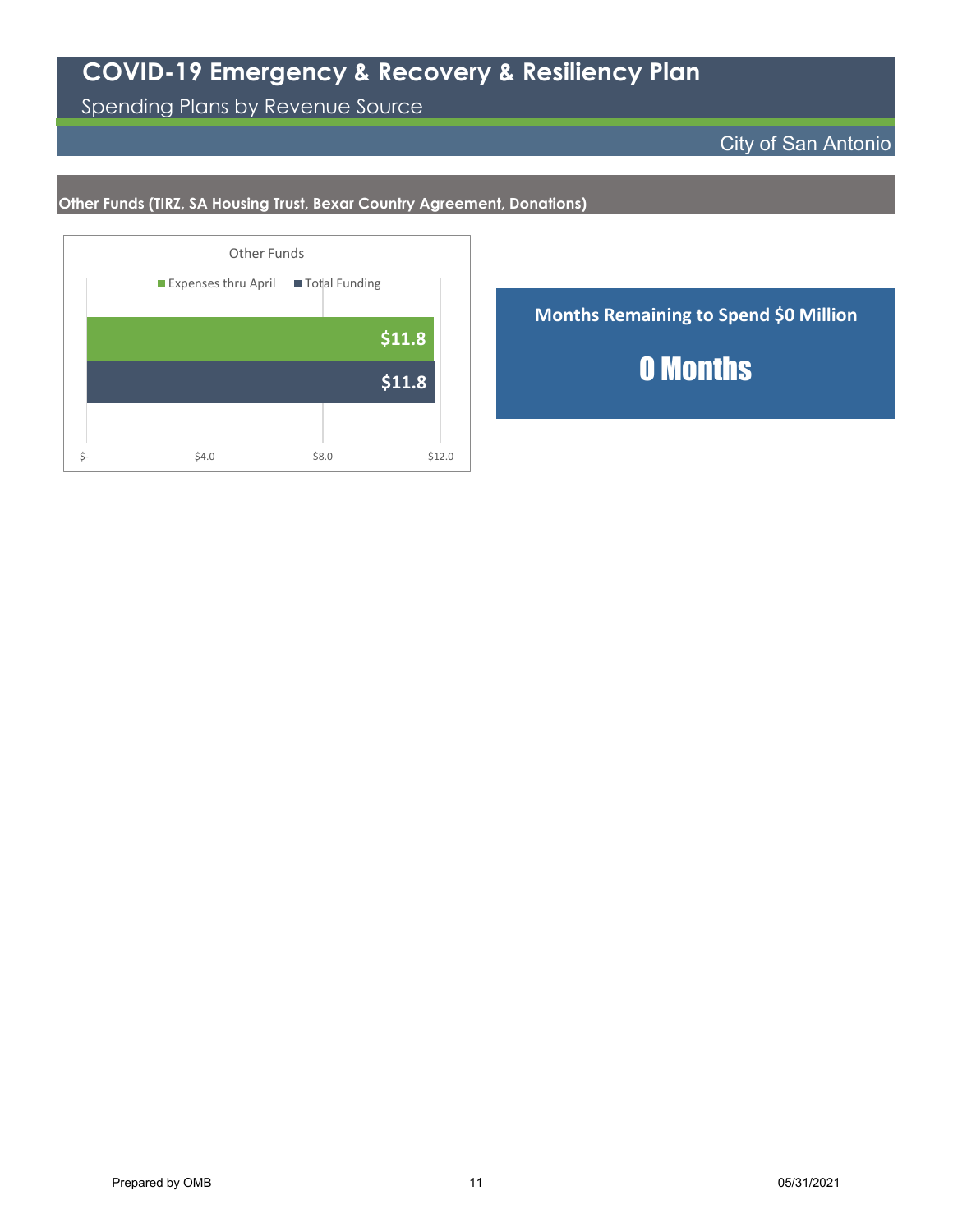# COVID-19 Emergency & Recovery & Resiliency Plan

Spending Plans by Revenue Source

City of San Antonio

## Other Funds (TIRZ, SA Housing Trust, Bexar Country Agreement, Donations)

Other Funds

Expenses thru April
Total Funding

$11.8
$11.8

$-
$4.0
$8.0
$12.0

**Months Remaining to Spend $0 Million**

**0 Months**

Prepared by OMB

05/31/2021